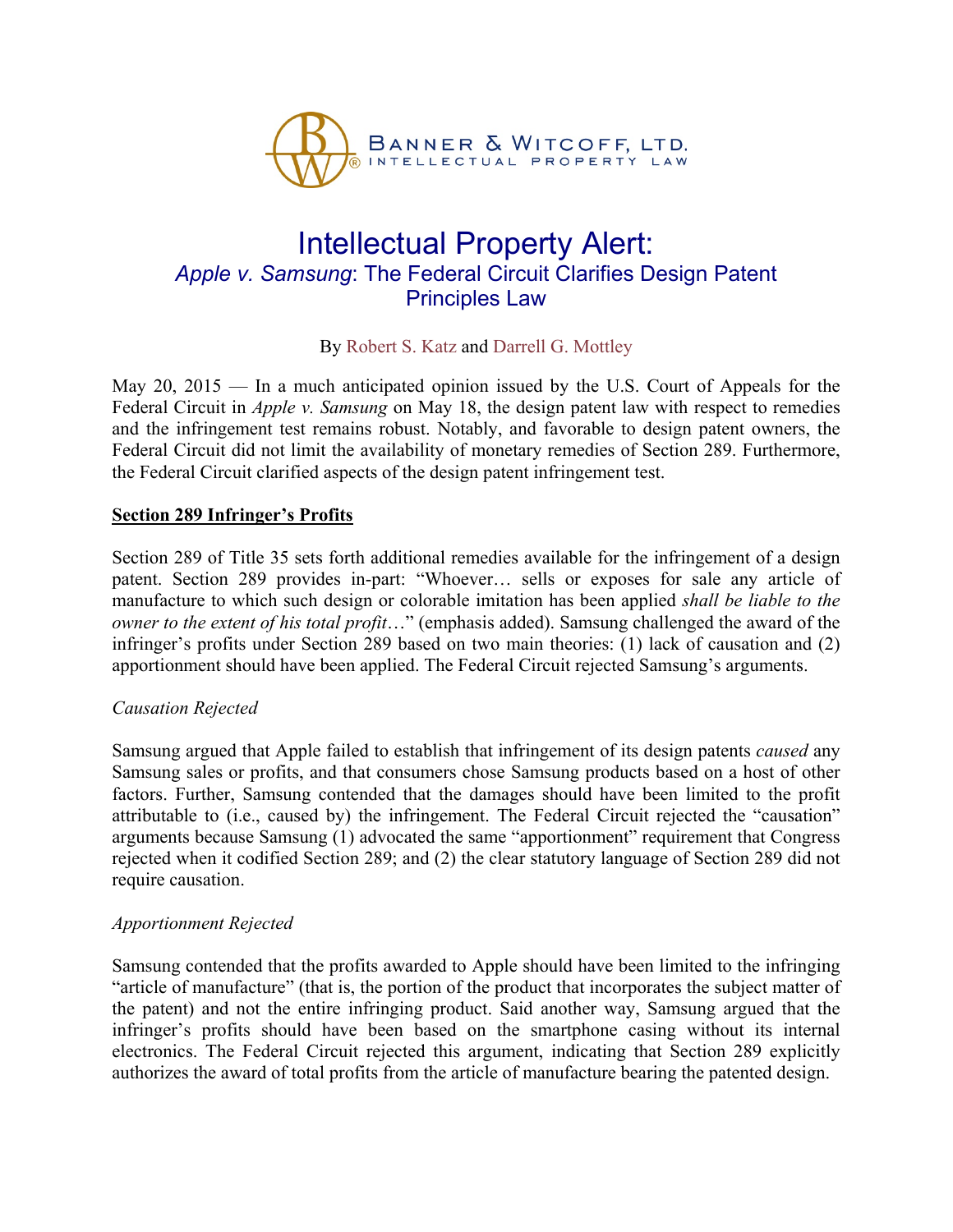BANNER & WITCOFF, LTD.
INTELLECTUAL PROPERTY LAW

# Intellectual Property Alert:
## *Apple v. Samsung*: The Federal Circuit Clarifies Design Patent Principles Law

By Robert S. Katz and Darrell G. Mottley

May 20, 2015 — In a much anticipated opinion issued by the U.S. Court of Appeals for the Federal Circuit in *Apple v. Samsung* on May 18, the design patent law with respect to remedies and the infringement test remains robust. Notably, and favorable to design patent owners, the Federal Circuit did not limit the availability of monetary remedies of Section 289. Furthermore, the Federal Circuit clarified aspects of the design patent infringement test.

### Section 289 Infringer's Profits

Section 289 of Title 35 sets forth additional remedies available for the infringement of a design patent. Section 289 provides in-part: "Whoever… sells or exposes for sale any article of manufacture to which such design or colorable imitation has been applied *shall be liable to the owner to the extent of his total profit*…" (emphasis added). Samsung challenged the award of the infringer's profits under Section 289 based on two main theories: (1) lack of causation and (2) apportionment should have been applied. The Federal Circuit rejected Samsung's arguments.

*Causation Rejected*

Samsung argued that Apple failed to establish that infringement of its design patents *caused* any Samsung sales or profits, and that consumers chose Samsung products based on a host of other factors. Further, Samsung contended that the damages should have been limited to the profit attributable to (i.e., caused by) the infringement. The Federal Circuit rejected the "causation" arguments because Samsung (1) advocated the same "apportionment" requirement that Congress rejected when it codified Section 289; and (2) the clear statutory language of Section 289 did not require causation.

*Apportionment Rejected*

Samsung contended that the profits awarded to Apple should have been limited to the infringing "article of manufacture" (that is, the portion of the product that incorporates the subject matter of the patent) and not the entire infringing product. Said another way, Samsung argued that the infringer's profits should have been based on the smartphone casing without its internal electronics. The Federal Circuit rejected this argument, indicating that Section 289 explicitly authorizes the award of total profits from the article of manufacture bearing the patented design.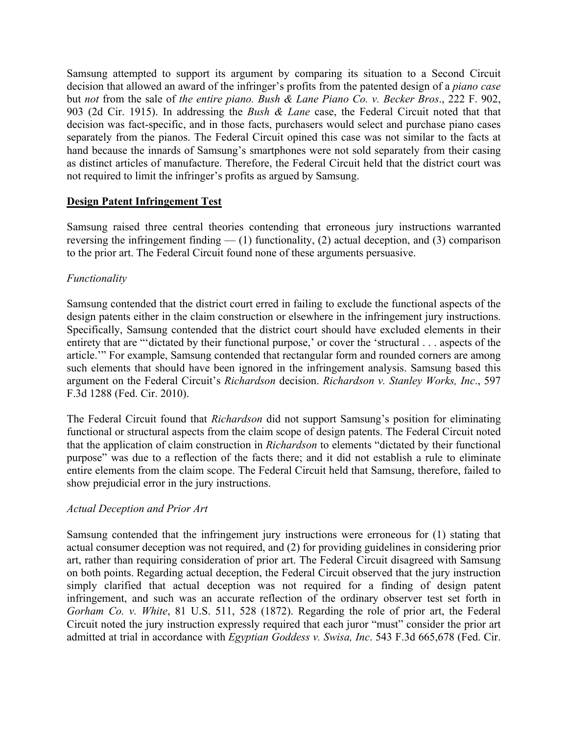Samsung attempted to support its argument by comparing its situation to a Second Circuit decision that allowed an award of the infringer's profits from the patented design of a *piano case* but *not* from the sale of *the entire piano. Bush & Lane Piano Co. v. Becker Bros*., 222 F. 902, 903 (2d Cir. 1915). In addressing the *Bush & Lane* case, the Federal Circuit noted that that decision was fact-specific, and in those facts, purchasers would select and purchase piano cases separately from the pianos. The Federal Circuit opined this case was not similar to the facts at hand because the innards of Samsung's smartphones were not sold separately from their casing as distinct articles of manufacture. Therefore, the Federal Circuit held that the district court was not required to limit the infringer's profits as argued by Samsung.

## **<u>Design Patent Infringement Test</u>**

Samsung raised three central theories contending that erroneous jury instructions warranted reversing the infringement finding — (1) functionality, (2) actual deception, and (3) comparison to the prior art. The Federal Circuit found none of these arguments persuasive.

### *Functionality*

Samsung contended that the district court erred in failing to exclude the functional aspects of the design patents either in the claim construction or elsewhere in the infringement jury instructions. Specifically, Samsung contended that the district court should have excluded elements in their entirety that are "'dictated by their functional purpose,' or cover the 'structural . . . aspects of the article.'" For example, Samsung contended that rectangular form and rounded corners are among such elements that should have been ignored in the infringement analysis. Samsung based this argument on the Federal Circuit's *Richardson* decision. *Richardson v. Stanley Works, Inc*., 597 F.3d 1288 (Fed. Cir. 2010).

The Federal Circuit found that *Richardson* did not support Samsung's position for eliminating functional or structural aspects from the claim scope of design patents. The Federal Circuit noted that the application of claim construction in *Richardson* to elements "dictated by their functional purpose" was due to a reflection of the facts there; and it did not establish a rule to eliminate entire elements from the claim scope. The Federal Circuit held that Samsung, therefore, failed to show prejudicial error in the jury instructions.

### *Actual Deception and Prior Art*

Samsung contended that the infringement jury instructions were erroneous for (1) stating that actual consumer deception was not required, and (2) for providing guidelines in considering prior art, rather than requiring consideration of prior art. The Federal Circuit disagreed with Samsung on both points. Regarding actual deception, the Federal Circuit observed that the jury instruction simply clarified that actual deception was not required for a finding of design patent infringement, and such was an accurate reflection of the ordinary observer test set forth in *Gorham Co. v. White*, 81 U.S. 511, 528 (1872). Regarding the role of prior art, the Federal Circuit noted the jury instruction expressly required that each juror "must" consider the prior art admitted at trial in accordance with *Egyptian Goddess v. Swisa, Inc*. 543 F.3d 665,678 (Fed. Cir.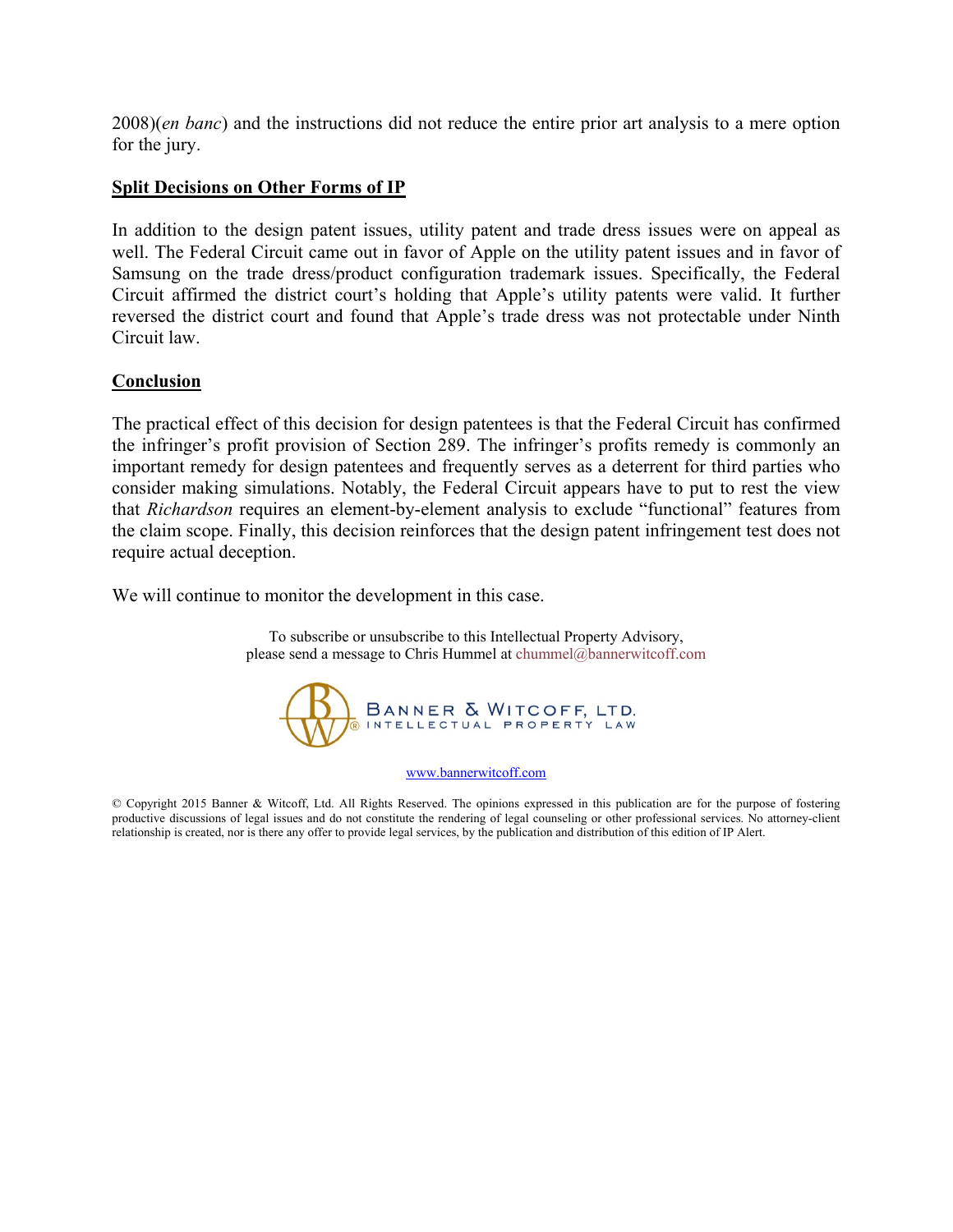2008)(*en banc*) and the instructions did not reduce the entire prior art analysis to a mere option for the jury.

## Split Decisions on Other Forms of IP

In addition to the design patent issues, utility patent and trade dress issues were on appeal as well. The Federal Circuit came out in favor of Apple on the utility patent issues and in favor of Samsung on the trade dress/product configuration trademark issues. Specifically, the Federal Circuit affirmed the district court's holding that Apple's utility patents were valid. It further reversed the district court and found that Apple's trade dress was not protectable under Ninth Circuit law.

## Conclusion

The practical effect of this decision for design patentees is that the Federal Circuit has confirmed the infringer's profit provision of Section 289. The infringer's profits remedy is commonly an important remedy for design patentees and frequently serves as a deterrent for third parties who consider making simulations. Notably, the Federal Circuit appears have to put to rest the view that *Richardson* requires an element-by-element analysis to exclude "functional" features from the claim scope. Finally, this decision reinforces that the design patent infringement test does not require actual deception.

We will continue to monitor the development in this case.

To subscribe or unsubscribe to this Intellectual Property Advisory, please send a message to Chris Hummel at chummel@bannerwitcoff.com

BANNER & WITCOFF, LTD.
INTELLECTUAL PROPERTY LAW

www.bannerwitcoff.com

© Copyright 2015 Banner & Witcoff, Ltd. All Rights Reserved. The opinions expressed in this publication are for the purpose of fostering productive discussions of legal issues and do not constitute the rendering of legal counseling or other professional services. No attorney-client relationship is created, nor is there any offer to provide legal services, by the publication and distribution of this edition of IP Alert.